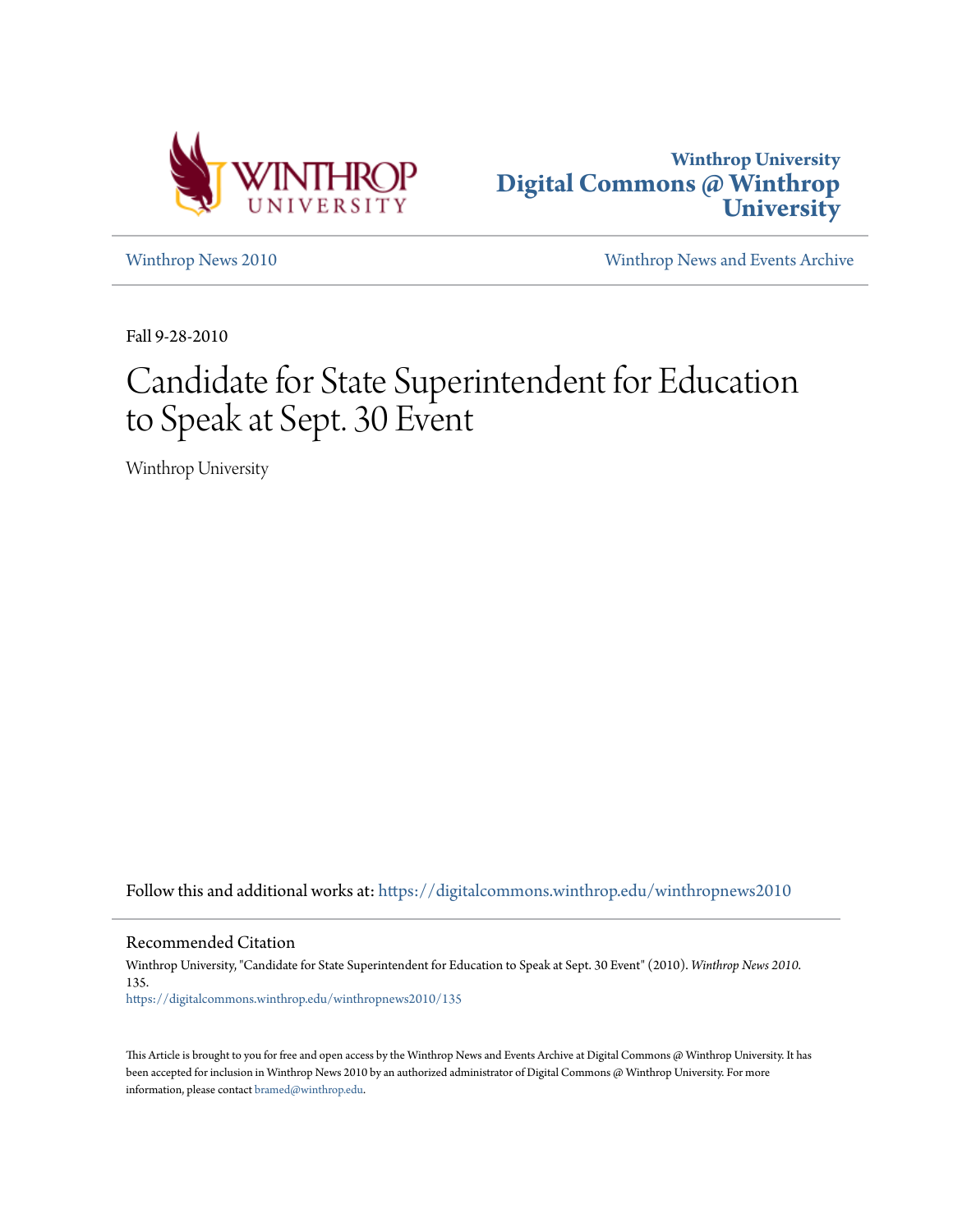Winthrop University
**Digital Commons @ Winthrop University**

Winthrop News 2010 | Winthrop News and Events Archive

Fall 9-28-2010

# Candidate for State Superintendent for Education to Speak at Sept. 30 Event

Winthrop University

Follow this and additional works at: https://digitalcommons.winthrop.edu/winthropnews2010

## Recommended Citation

Winthrop University, "Candidate for State Superintendent for Education to Speak at Sept. 30 Event" (2010). *Winthrop News 2010*. 135.
https://digitalcommons.winthrop.edu/winthropnews2010/135

This Article is brought to you for free and open access by the Winthrop News and Events Archive at Digital Commons @ Winthrop University. It has been accepted for inclusion in Winthrop News 2010 by an authorized administrator of Digital Commons @ Winthrop University. For more information, please contact bramed@winthrop.edu.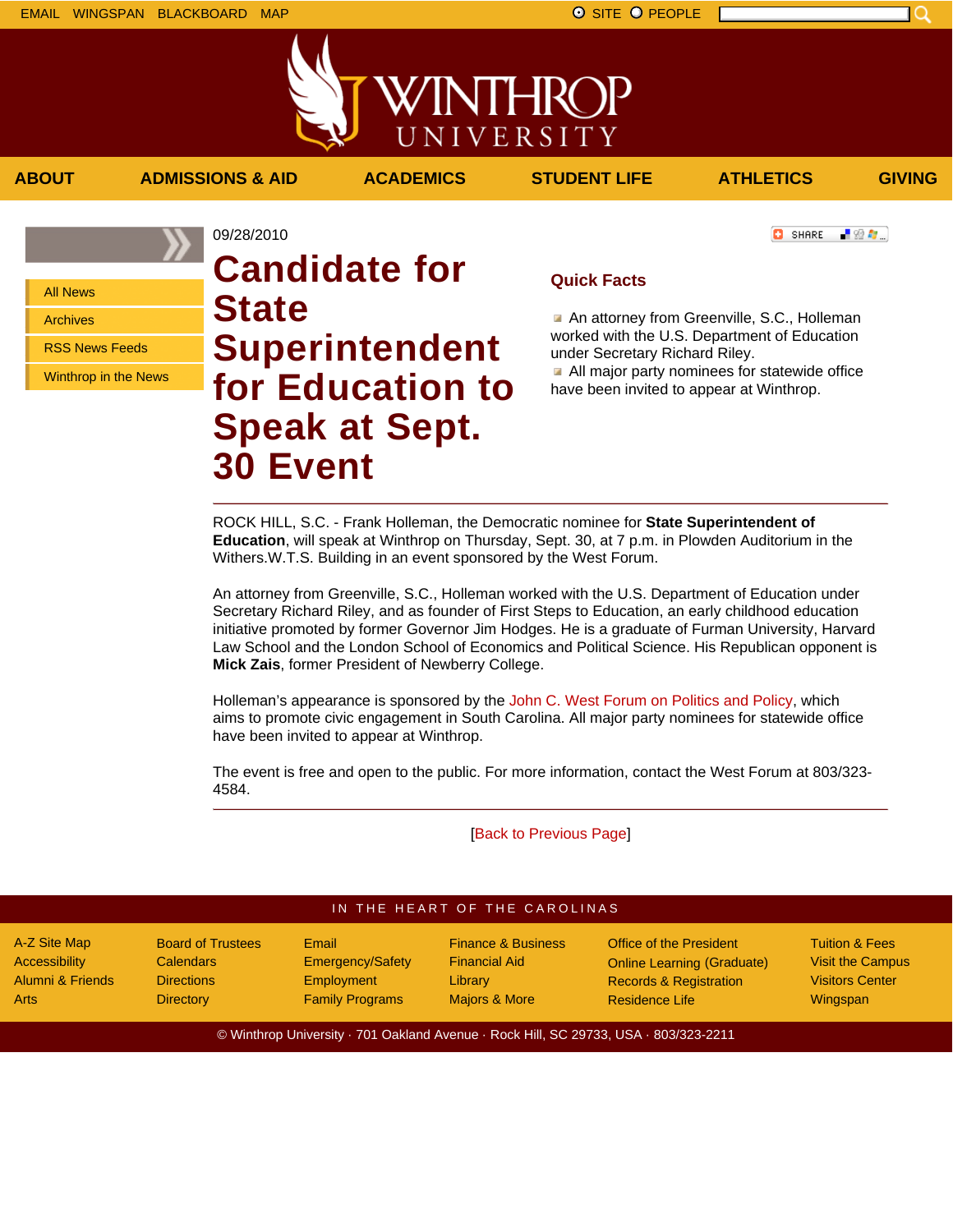EMAIL WINGSPAN BLACKBOARD MAP

SITE PEOPLE

WINTHROP UNIVERSITY

ABOUT | ADMISSIONS & AID | ACADEMICS | STUDENT LIFE | ATHLETICS | GIVING

- All News
- Archives
- RSS News Feeds
- Winthrop in the News

09/28/2010

# Candidate for State Superintendent for Education to Speak at Sept. 30 Event

SHARE

## Quick Facts

- An attorney from Greenville, S.C., Holleman worked with the U.S. Department of Education under Secretary Richard Riley.
- All major party nominees for statewide office have been invited to appear at Winthrop.

---

ROCK HILL, S.C. - Frank Holleman, the Democratic nominee for **State Superintendent of Education**, will speak at Winthrop on Thursday, Sept. 30, at 7 p.m. in Plowden Auditorium in the Withers.W.T.S. Building in an event sponsored by the West Forum.

An attorney from Greenville, S.C., Holleman worked with the U.S. Department of Education under Secretary Richard Riley, and as founder of First Steps to Education, an early childhood education initiative promoted by former Governor Jim Hodges. He is a graduate of Furman University, Harvard Law School and the London School of Economics and Political Science. His Republican opponent is **Mick Zais**, former President of Newberry College.

Holleman's appearance is sponsored by the John C. West Forum on Politics and Policy, which aims to promote civic engagement in South Carolina. All major party nominees for statewide office have been invited to appear at Winthrop.

The event is free and open to the public. For more information, contact the West Forum at 803/323-4584.

---

[Back to Previous Page]

IN THE HEART OF THE CAROLINAS

| | | | | | |
|---|---|---|---|---|---|
| A-Z Site Map | Board of Trustees | Email | Finance & Business | Office of the President | Tuition & Fees |
| Accessibility | Calendars | Emergency/Safety | Financial Aid | Online Learning (Graduate) | Visit the Campus |
| Alumni & Friends | Directions | Employment | Library | Records & Registration | Visitors Center |
| Arts | Directory | Family Programs | Majors & More | Residence Life | Wingspan |

© Winthrop University · 701 Oakland Avenue · Rock Hill, SC 29733, USA · 803/323-2211